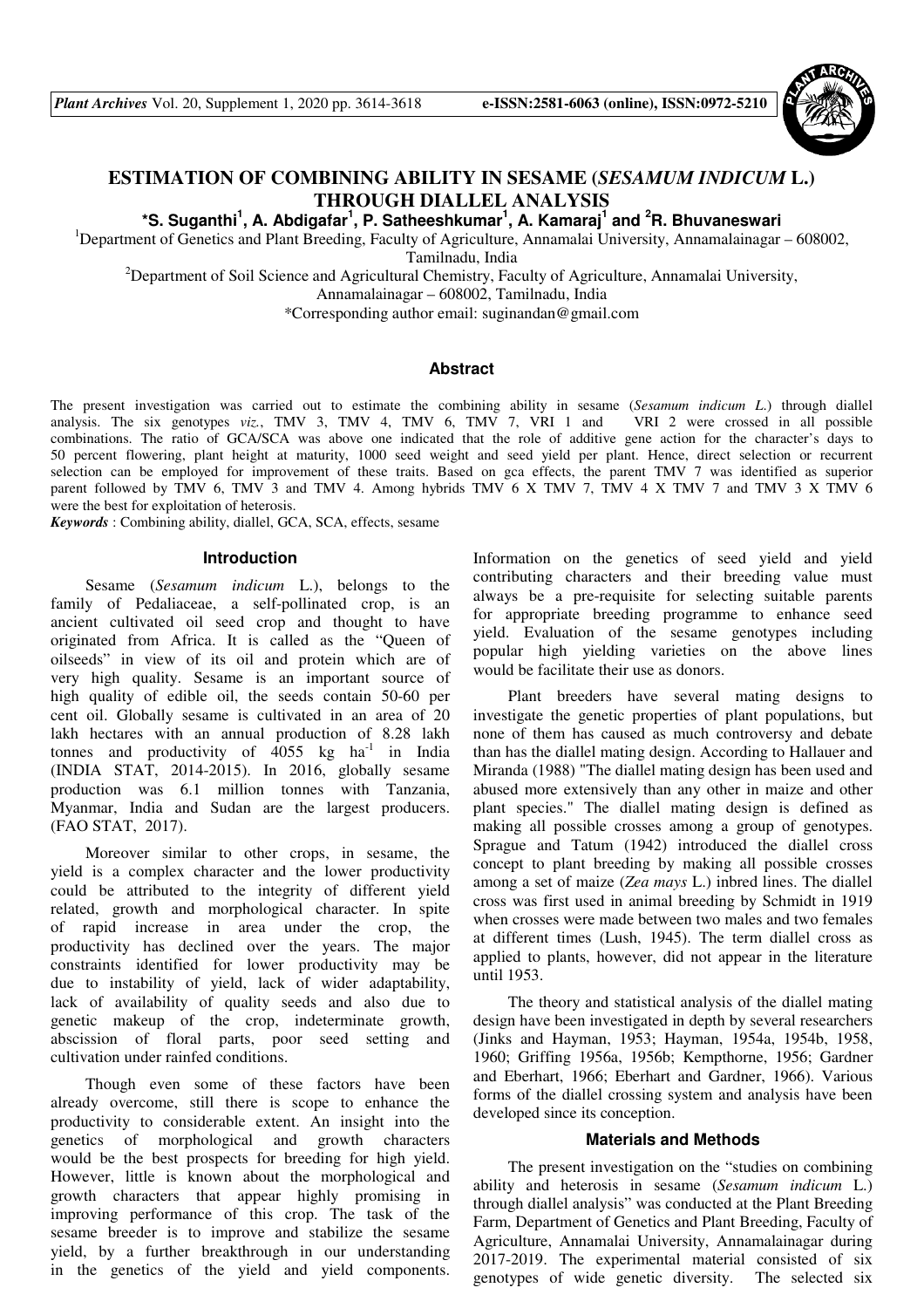# ESTIMATION OF COMBINING ABILITY IN SESAME (*SESAMUM INDICUM* L.) THROUGH DIALLEL ANALYSIS

**\*S. Suganthi[1], A. Abdigafar[1], P. Satheeshkumar[1], A. Kamaraj[1] and [2]R. Bhuvaneswari**

[1]Department of Genetics and Plant Breeding, Faculty of Agriculture, Annamalai University, Annamalainagar – 608002, Tamilnadu, India

[2]Department of Soil Science and Agricultural Chemistry, Faculty of Agriculture, Annamalai University, Annamalainagar – 608002, Tamilnadu, India

\*Corresponding author email: suginandan@gmail.com

## Abstract

The present investigation was carried out to estimate the combining ability in sesame (*Sesamum indicum L.*) through diallel analysis. The six genotypes *viz.*, TMV 3, TMV 4, TMV 6, TMV 7, VRI 1 and VRI 2 were crossed in all possible combinations. The ratio of *GCA/SCA* was above one indicated that the role of additive gene action for the character's days to 50 percent flowering, plant height at maturity, 1000 seed weight and seed yield per plant. Hence, direct selection or recurrent selection can be employed for improvement of these traits. Based on gca effects, the parent TMV 7 was identified as superior parent followed by TMV 6, TMV 3 and TMV 4. Among hybrids TMV 6 X TMV 7, TMV 4 X TMV 7 and TMV 3 X TMV 6 were the best for exploitation of heterosis.

***Keywords*** : Combining ability, diallel, GCA, SCA, effects, sesame

## Introduction

Sesame (*Sesamum indicum* L.), belongs to the family of Pedaliaceae, a self-pollinated crop, is an ancient cultivated oil seed crop and thought to have originated from Africa. It is called as the "Queen of oilseeds" in view of its oil and protein which are of very high quality. Sesame is an important source of high quality of edible oil, the seeds contain 50-60 per cent oil. Globally sesame is cultivated in an area of 20 lakh hectares with an annual production of 8.28 lakh tonnes and productivity of 4055 kg ha$^{-1}$ in India (INDIA STAT, 2014-2015). In 2016, globally sesame production was 6.1 million tonnes with Tanzania, Myanmar, India and Sudan are the largest producers. (FAO STAT, 2017).

Moreover similar to other crops, in sesame, the yield is a complex character and the lower productivity could be attributed to the integrity of different yield related, growth and morphological character. In spite of rapid increase in area under the crop, the productivity has declined over the years. The major constraints identified for lower productivity may be due to instability of yield, lack of wider adaptability, lack of availability of quality seeds and also due to genetic makeup of the crop, indeterminate growth, abscission of floral parts, poor seed setting and cultivation under rainfed conditions.

Though even some of these factors have been already overcome, still there is scope to enhance the productivity to considerable extent. An insight into the genetics of morphological and growth characters would be the best prospects for breeding for high yield. However, little is known about the morphological and growth characters that appear highly promising in improving performance of this crop. The task of the sesame breeder is to improve and stabilize the sesame yield, by a further breakthrough in our understanding in the genetics of the yield and yield components. Information on the genetics of seed yield and yield contributing characters and their breeding value must always be a pre-requisite for selecting suitable parents for appropriate breeding programme to enhance seed yield. Evaluation of the sesame genotypes including popular high yielding varieties on the above lines would be facilitate their use as donors.

Plant breeders have several mating designs to investigate the genetic properties of plant populations, but none of them has caused as much controversy and debate than has the diallel mating design. According to Hallauer and Miranda (1988) "The diallel mating design has been used and abused more extensively than any other in maize and other plant species." The diallel mating design is defined as making all possible crosses among a group of genotypes. Sprague and Tatum (1942) introduced the diallel cross concept to plant breeding by making all possible crosses among a set of maize (*Zea mays* L.) inbred lines. The diallel cross was first used in animal breeding by Schmidt in 1919 when crosses were made between two males and two females at different times (Lush, 1945). The term diallel cross as applied to plants, however, did not appear in the literature until 1953.

The theory and statistical analysis of the diallel mating design have been investigated in depth by several researchers (Jinks and Hayman, 1953; Hayman, 1954a, 1954b, 1958, 1960; Griffing 1956a, 1956b; Kempthorne, 1956; Gardner and Eberhart, 1966; Eberhart and Gardner, 1966). Various forms of the diallel crossing system and analysis have been developed since its conception.

## Materials and Methods

The present investigation on the "studies on combining ability and heterosis in sesame (*Sesamum indicum* L.) through diallel analysis" was conducted at the Plant Breeding Farm, Department of Genetics and Plant Breeding, Faculty of Agriculture, Annamalai University, Annamalainagar during 2017-2019. The experimental material consisted of six genotypes of wide genetic diversity. The selected six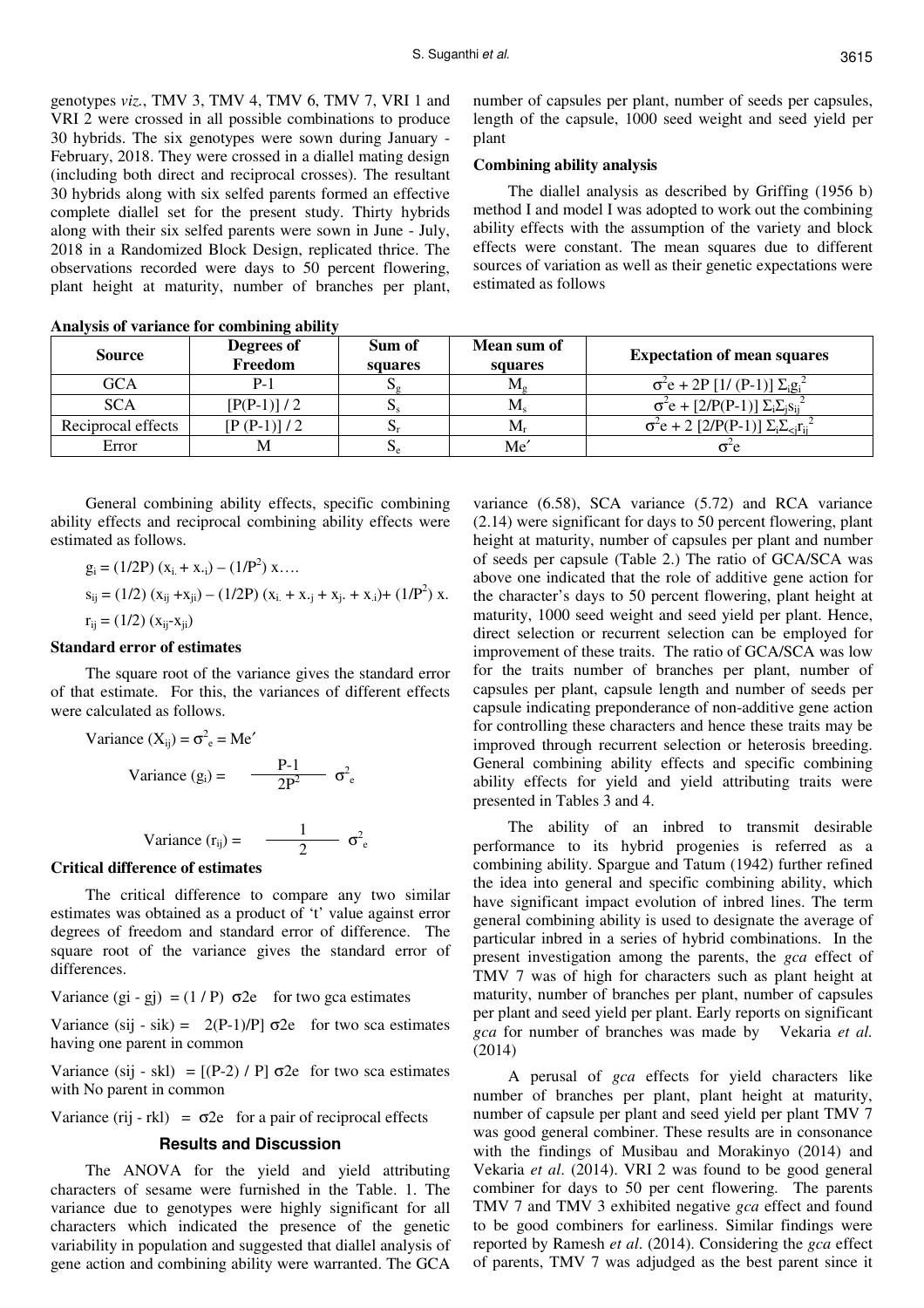genotypes *viz.*, TMV 3, TMV 4, TMV 6, TMV 7, VRI 1 and VRI 2 were crossed in all possible combinations to produce 30 hybrids. The six genotypes were sown during January - February, 2018. They were crossed in a diallel mating design (including both direct and reciprocal crosses). The resultant 30 hybrids along with six selfed parents formed an effective complete diallel set for the present study. Thirty hybrids along with their six selfed parents were sown in June - July, 2018 in a Randomized Block Design, replicated thrice. The observations recorded were days to 50 percent flowering, plant height at maturity, number of branches per plant, number of capsules per plant, number of seeds per capsules, length of the capsule, 1000 seed weight and seed yield per plant

**Combining ability analysis**

The diallel analysis as described by Griffing (1956 b) method I and model I was adopted to work out the combining ability effects with the assumption of the variety and block effects were constant. The mean squares due to different sources of variation as well as their genetic expectations were estimated as follows

**Analysis of variance for combining ability**

| Source | Degrees of Freedom | Sum of squares | Mean sum of squares | Expectation of mean squares |
|---|---|---|---|---|
| GCA | P-1 | $S_g$ | $M_g$ | $\sigma^2 e + 2P\,[1/(P-1)]\,\Sigma_i g_i^2$ |
| SCA | [P(P-1)] / 2 | $S_s$ | $M_s$ | $\sigma^2 e + [2/P(P-1)]\,\Sigma_i \Sigma_j s_{ij}^2$ |
| Reciprocal effects | [P (P-1)] / 2 | $S_r$ | $M_r$ | $\sigma^2 e + 2\,[2/P(P-1)]\,\Sigma_i \Sigma_{<j} r_{ij}^2$ |
| Error | M | $S_e$ | Me′ | $\sigma^2 e$ |

General combining ability effects, specific combining ability effects and reciprocal combining ability effects were estimated as follows.

$$g_i = (1/2P)\,(x_{i.} + x_{.i}) - (1/P^2)\,x....$$

$$s_{ij} = (1/2)\,(x_{ij} + x_{ji}) - (1/2P)\,(x_{i.} + x_{.j} + x_{j.} + x_{.i}) + (1/P^2)\,x.$$

$$r_{ij} = (1/2)\,(x_{ij} - x_{ji})$$

**Standard error of estimates**

The square root of the variance gives the standard error of that estimate. For this, the variances of different effects were calculated as follows.

$$\text{Variance } (X_{ij}) = \sigma^2_e = \text{Me}'$$

$$\text{Variance } (g_i) = \frac{P-1}{2P^2}\,\sigma^2_e$$

$$\text{Variance } (r_{ij}) = \frac{1}{2}\,\sigma^2_e$$

**Critical difference of estimates**

The critical difference to compare any two similar estimates was obtained as a product of 't' value against error degrees of freedom and standard error of difference. The square root of the variance gives the standard error of differences.

Variance (gi - gj) $= (1 / P)\ \sigma 2e$ for two gca estimates

Variance (sij - sik) $= 2(P-1)/P]\ \sigma 2e$ for two sca estimates having one parent in common

Variance (sij - skl) $= [(P-2) / P]\ \sigma 2e$ for two sca estimates with No parent in common

Variance (rij - rkl) $= \sigma 2e$ for a pair of reciprocal effects

## Results and Discussion

The ANOVA for the yield and yield attributing characters of sesame were furnished in the Table. 1. The variance due to genotypes were highly significant for all characters which indicated the presence of the genetic variability in population and suggested that diallel analysis of gene action and combining ability were warranted. The GCA variance (6.58), SCA variance (5.72) and RCA variance (2.14) were significant for days to 50 percent flowering, plant height at maturity, number of capsules per plant and number of seeds per capsule (Table 2.) The ratio of GCA/SCA was above one indicated that the role of additive gene action for the character's days to 50 percent flowering, plant height at maturity, 1000 seed weight and seed yield per plant. Hence, direct selection or recurrent selection can be employed for improvement of these traits. The ratio of GCA/SCA was low for the traits number of branches per plant, number of capsules per plant, capsule length and number of seeds per capsule indicating preponderance of non-additive gene action for controlling these characters and hence these traits may be improved through recurrent selection or heterosis breeding. General combining ability effects and specific combining ability effects for yield and yield attributing traits were presented in Tables 3 and 4.

The ability of an inbred to transmit desirable performance to its hybrid progenies is referred as a combining ability. Spargue and Tatum (1942) further refined the idea into general and specific combining ability, which have significant impact evolution of inbred lines. The term general combining ability is used to designate the average of particular inbred in a series of hybrid combinations. In the present investigation among the parents, the *gca* effect of TMV 7 was of high for characters such as plant height at maturity, number of branches per plant, number of capsules per plant and seed yield per plant. Early reports on significant *gca* for number of branches was made by Vekaria *et al.* (2014)

A perusal of *gca* effects for yield characters like number of branches per plant, plant height at maturity, number of capsule per plant and seed yield per plant TMV 7 was good general combiner. These results are in consonance with the findings of Musibau and Morakinyo (2014) and Vekaria *et al*. (2014). VRI 2 was found to be good general combiner for days to 50 per cent flowering. The parents TMV 7 and TMV 3 exhibited negative *gca* effect and found to be good combiners for earliness. Similar findings were reported by Ramesh *et al*. (2014). Considering the *gca* effect of parents, TMV 7 was adjudged as the best parent since it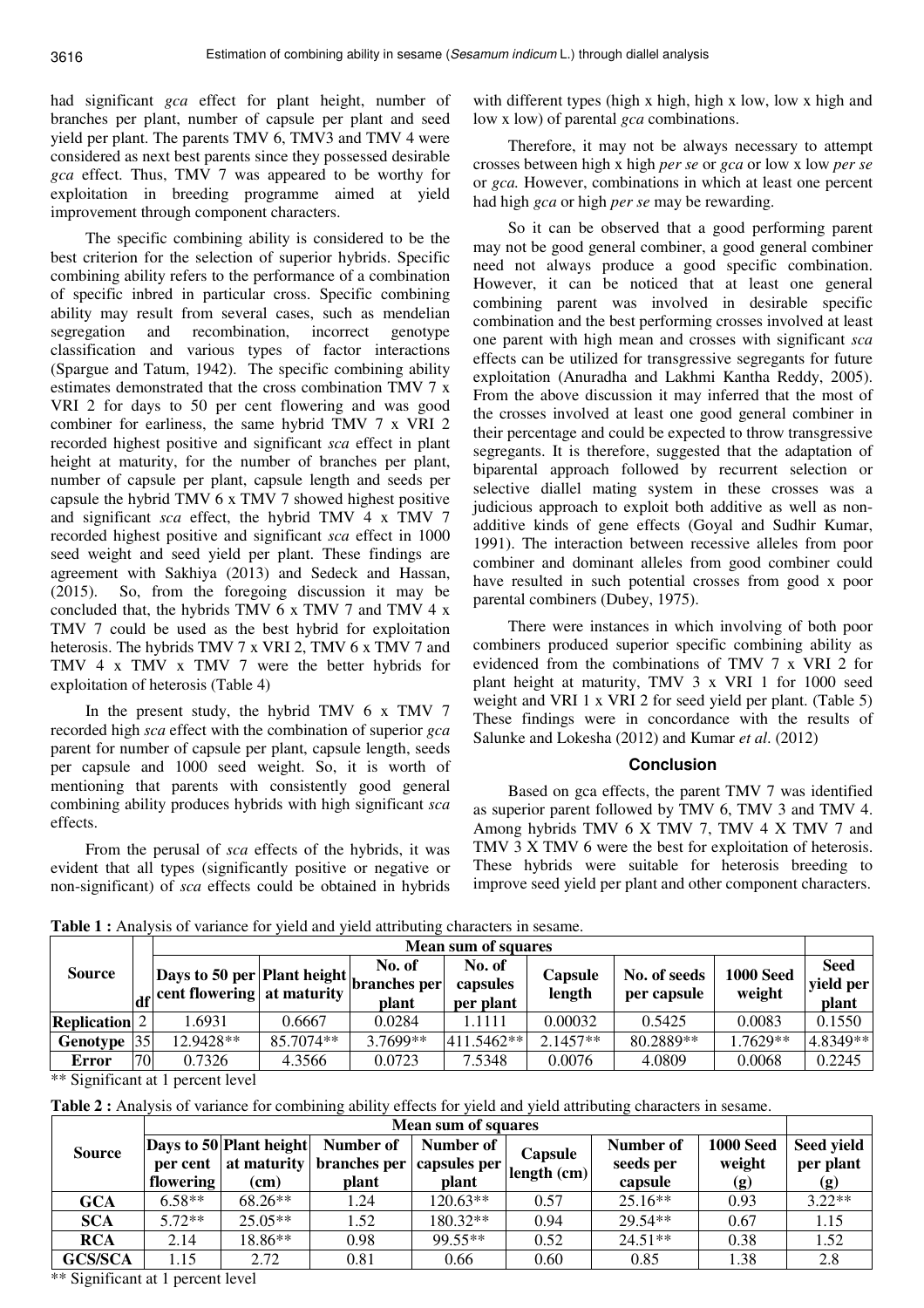had significant *gca* effect for plant height, number of branches per plant, number of capsule per plant and seed yield per plant. The parents TMV 6, TMV3 and TMV 4 were considered as next best parents since they possessed desirable *gca* effect. Thus, TMV 7 was appeared to be worthy for exploitation in breeding programme aimed at yield improvement through component characters.

The specific combining ability is considered to be the best criterion for the selection of superior hybrids. Specific combining ability refers to the performance of a combination of specific inbred in particular cross. Specific combining ability may result from several cases, such as mendelian segregation and recombination, incorrect genotype classification and various types of factor interactions (Spargue and Tatum, 1942). The specific combining ability estimates demonstrated that the cross combination TMV 7 x VRI 2 for days to 50 per cent flowering and was good combiner for earliness, the same hybrid TMV 7 x VRI 2 recorded highest positive and significant *sca* effect in plant height at maturity, for the number of branches per plant, number of capsule per plant, capsule length and seeds per capsule the hybrid TMV 6 x TMV 7 showed highest positive and significant *sca* effect, the hybrid TMV 4 x TMV 7 recorded highest positive and significant *sca* effect in 1000 seed weight and seed yield per plant. These findings are agreement with Sakhiya (2013) and Sedeck and Hassan, (2015). So, from the foregoing discussion it may be concluded that, the hybrids TMV 6 x TMV 7 and TMV 4 x TMV 7 could be used as the best hybrid for exploitation heterosis. The hybrids TMV 7 x VRI 2, TMV 6 x TMV 7 and TMV 4 x TMV x TMV 7 were the better hybrids for exploitation of heterosis (Table 4)

In the present study, the hybrid TMV 6 x TMV 7 recorded high *sca* effect with the combination of superior *gca* parent for number of capsule per plant, capsule length, seeds per capsule and 1000 seed weight. So, it is worth of mentioning that parents with consistently good general combining ability produces hybrids with high significant *sca* effects.

From the perusal of *sca* effects of the hybrids, it was evident that all types (significantly positive or negative or non-significant) of *sca* effects could be obtained in hybrids with different types (high x high, high x low, low x high and low x low) of parental *gca* combinations.

Therefore, it may not be always necessary to attempt crosses between high x high *per se* or *gca* or low x low *per se* or *gca.* However, combinations in which at least one percent had high *gca* or high *per se* may be rewarding.

So it can be observed that a good performing parent may not be good general combiner, a good general combiner need not always produce a good specific combination. However, it can be noticed that at least one general combining parent was involved in desirable specific combination and the best performing crosses involved at least one parent with high mean and crosses with significant *sca* effects can be utilized for transgressive segregants for future exploitation (Anuradha and Lakhmi Kantha Reddy, 2005). From the above discussion it may inferred that the most of the crosses involved at least one good general combiner in their percentage and could be expected to throw transgressive segregants. It is therefore, suggested that the adaptation of biparental approach followed by recurrent selection or selective diallel mating system in these crosses was a judicious approach to exploit both additive as well as non-additive kinds of gene effects (Goyal and Sudhir Kumar, 1991). The interaction between recessive alleles from poor combiner and dominant alleles from good combiner could have resulted in such potential crosses from good x poor parental combiners (Dubey, 1975).

There were instances in which involving of both poor combiners produced superior specific combining ability as evidenced from the combinations of TMV 7 x VRI 2 for plant height at maturity, TMV 3 x VRI 1 for 1000 seed weight and VRI 1 x VRI 2 for seed yield per plant. (Table 5) These findings were in concordance with the results of Salunke and Lokesha (2012) and Kumar *et al*. (2012)

## Conclusion

Based on gca effects, the parent TMV 7 was identified as superior parent followed by TMV 6, TMV 3 and TMV 4. Among hybrids TMV 6 X TMV 7, TMV 4 X TMV 7 and TMV 3 X TMV 6 were the best for exploitation of heterosis. These hybrids were suitable for heterosis breeding to improve seed yield per plant and other component characters.

**Table 1 :** Analysis of variance for yield and yield attributing characters in sesame.

| Source | df | Mean sum of squares | | | | | | | |
|---|---|---|---|---|---|---|---|---|---|
| | | Days to 50 per cent flowering | Plant height at maturity | No. of branches per plant | No. of capsules per plant | Capsule length | No. of seeds per capsule | 1000 Seed weight | Seed yield per plant |
| Replication | 2 | 1.6931 | 0.6667 | 0.0284 | 1.1111 | 0.00032 | 0.5425 | 0.0083 | 0.1550 |
| Genotype | 35 | 12.9428** | 85.7074** | 3.7699** | 411.5462** | 2.1457** | 80.2889** | 1.7629** | 4.8349** |
| Error | 70 | 0.7326 | 4.3566 | 0.0723 | 7.5348 | 0.0076 | 4.0809 | 0.0068 | 0.2245 |

** Significant at 1 percent level

**Table 2 :** Analysis of variance for combining ability effects for yield and yield attributing characters in sesame.

| Source | Mean sum of squares | | | | | | | |
|---|---|---|---|---|---|---|---|---|
| | Days to 50 per cent flowering | Plant height at maturity (cm) | Number of branches per plant | Number of capsules per plant | Capsule length (cm) | Number of seeds per capsule | 1000 Seed weight (g) | Seed yield per plant (g) |
| GCA | 6.58** | 68.26** | 1.24 | 120.63** | 0.57 | 25.16** | 0.93 | 3.22** |
| SCA | 5.72** | 25.05** | 1.52 | 180.32** | 0.94 | 29.54** | 0.67 | 1.15 |
| RCA | 2.14 | 18.86** | 0.98 | 99.55** | 0.52 | 24.51** | 0.38 | 1.52 |
| GCS/SCA | 1.15 | 2.72 | 0.81 | 0.66 | 0.60 | 0.85 | 1.38 | 2.8 |

** Significant at 1 percent level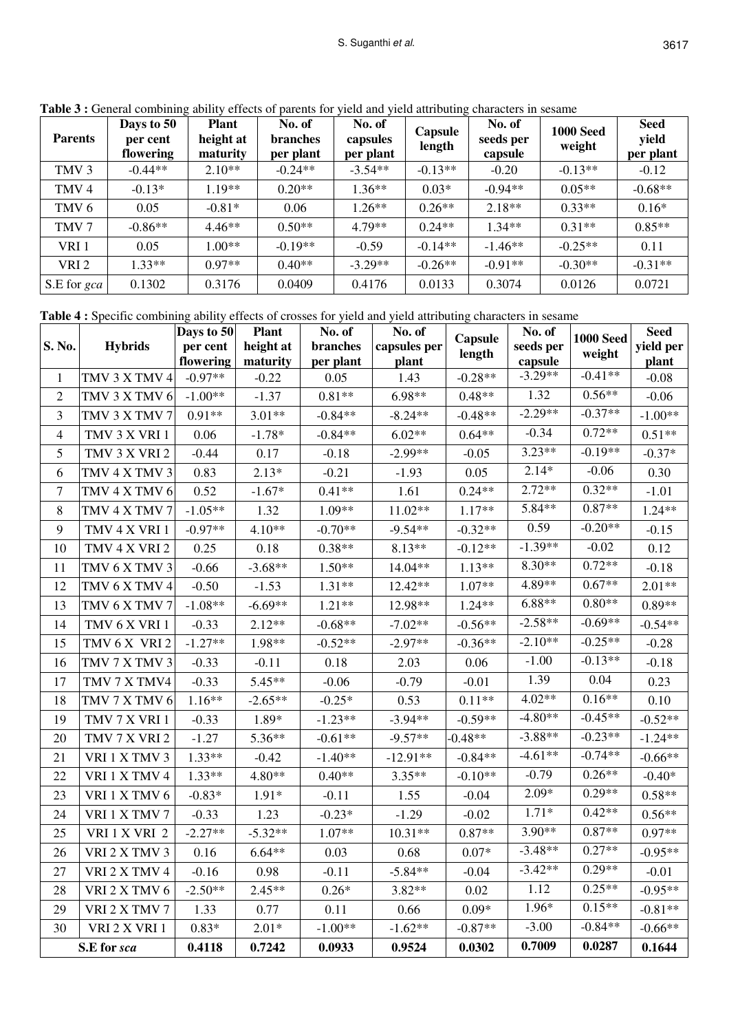**Table 3 :** General combining ability effects of parents for yield and yield attributing characters in sesame

| Parents | Days to 50 per cent flowering | Plant height at maturity | No. of branches per plant | No. of capsules per plant | Capsule length | No. of seeds per capsule | 1000 Seed weight | Seed yield per plant |
|---|---|---|---|---|---|---|---|---|
| TMV 3 | -0.44** | 2.10** | -0.24** | -3.54** | -0.13** | -0.20 | -0.13** | -0.12 |
| TMV 4 | -0.13* | 1.19** | 0.20** | 1.36** | 0.03* | -0.94** | 0.05** | -0.68** |
| TMV 6 | 0.05 | -0.81* | 0.06 | 1.26** | 0.26** | 2.18** | 0.33** | 0.16* |
| TMV 7 | -0.86** | 4.46** | 0.50** | 4.79** | 0.24** | 1.34** | 0.31** | 0.85** |
| VRI 1 | 0.05 | 1.00** | -0.19** | -0.59 | -0.14** | -1.46** | -0.25** | 0.11 |
| VRI 2 | 1.33** | 0.97** | 0.40** | -3.29** | -0.26** | -0.91** | -0.30** | -0.31** |
| S.E for *gca* | 0.1302 | 0.3176 | 0.0409 | 0.4176 | 0.0133 | 0.3074 | 0.0126 | 0.0721 |

**Table 4 :** Specific combining ability effects of crosses for yield and yield attributing characters in sesame

| S. No. | Hybrids | Days to 50 per cent flowering | Plant height at maturity | No. of branches per plant | No. of capsules per plant | Capsule length | No. of seeds per capsule | 1000 Seed weight | Seed yield per plant |
|---|---|---|---|---|---|---|---|---|---|
| 1 | TMV 3 X TMV 4 | -0.97** | -0.22 | 0.05 | 1.43 | -0.28** | -3.29** | -0.41** | -0.08 |
| 2 | TMV 3 X TMV 6 | -1.00** | -1.37 | 0.81** | 6.98** | 0.48** | 1.32 | 0.56** | -0.06 |
| 3 | TMV 3 X TMV 7 | 0.91** | 3.01** | -0.84** | -8.24** | -0.48** | -2.29** | -0.37** | -1.00** |
| 4 | TMV 3 X VRI 1 | 0.06 | -1.78* | -0.84** | 6.02** | 0.64** | -0.34 | 0.72** | 0.51** |
| 5 | TMV 3 X VRI 2 | -0.44 | 0.17 | -0.18 | -2.99** | -0.05 | 3.23** | -0.19** | -0.37* |
| 6 | TMV 4 X TMV 3 | 0.83 | 2.13* | -0.21 | -1.93 | 0.05 | 2.14* | -0.06 | 0.30 |
| 7 | TMV 4 X TMV 6 | 0.52 | -1.67* | 0.41** | 1.61 | 0.24** | 2.72** | 0.32** | -1.01 |
| 8 | TMV 4 X TMV 7 | -1.05** | 1.32 | 1.09** | 11.02** | 1.17** | 5.84** | 0.87** | 1.24** |
| 9 | TMV 4 X VRI 1 | -0.97** | 4.10** | -0.70** | -9.54** | -0.32** | 0.59 | -0.20** | -0.15 |
| 10 | TMV 4 X VRI 2 | 0.25 | 0.18 | 0.38** | 8.13** | -0.12** | -1.39** | -0.02 | 0.12 |
| 11 | TMV 6 X TMV 3 | -0.66 | -3.68** | 1.50** | 14.04** | 1.13** | 8.30** | 0.72** | -0.18 |
| 12 | TMV 6 X TMV 4 | -0.50 | -1.53 | 1.31** | 12.42** | 1.07** | 4.89** | 0.67** | 2.01** |
| 13 | TMV 6 X TMV 7 | -1.08** | -6.69** | 1.21** | 12.98** | 1.24** | 6.88** | 0.80** | 0.89** |
| 14 | TMV 6 X VRI 1 | -0.33 | 2.12** | -0.68** | -7.02** | -0.56** | -2.58** | -0.69** | -0.54** |
| 15 | TMV 6 X VRI 2 | -1.27** | 1.98** | -0.52** | -2.97** | -0.36** | -2.10** | -0.25** | -0.28 |
| 16 | TMV 7 X TMV 3 | -0.33 | -0.11 | 0.18 | 2.03 | 0.06 | -1.00 | -0.13** | -0.18 |
| 17 | TMV 7 X TMV4 | -0.33 | 5.45** | -0.06 | -0.79 | -0.01 | 1.39 | 0.04 | 0.23 |
| 18 | TMV 7 X TMV 6 | 1.16** | -2.65** | -0.25* | 0.53 | 0.11** | 4.02** | 0.16** | 0.10 |
| 19 | TMV 7 X VRI 1 | -0.33 | 1.89* | -1.23** | -3.94** | -0.59** | -4.80** | -0.45** | -0.52** |
| 20 | TMV 7 X VRI 2 | -1.27 | 5.36** | -0.61** | -9.57** | -0.48** | -3.88** | -0.23** | -1.24** |
| 21 | VRI 1 X TMV 3 | 1.33** | -0.42 | -1.40** | -12.91** | -0.84** | -4.61** | -0.74** | -0.66** |
| 22 | VRI 1 X TMV 4 | 1.33** | 4.80** | 0.40** | 3.35** | -0.10** | -0.79 | 0.26** | -0.40* |
| 23 | VRI 1 X TMV 6 | -0.83* | 1.91* | -0.11 | 1.55 | -0.04 | 2.09* | 0.29** | 0.58** |
| 24 | VRI 1 X TMV 7 | -0.33 | 1.23 | -0.23* | -1.29 | -0.02 | 1.71* | 0.42** | 0.56** |
| 25 | VRI 1 X VRI 2 | -2.27** | -5.32** | 1.07** | 10.31** | 0.87** | 3.90** | 0.87** | 0.97** |
| 26 | VRI 2 X TMV 3 | 0.16 | 6.64** | 0.03 | 0.68 | 0.07* | -3.48** | 0.27** | -0.95** |
| 27 | VRI 2 X TMV 4 | -0.16 | 0.98 | -0.11 | -5.84** | -0.04 | -3.42** | 0.29** | -0.01 |
| 28 | VRI 2 X TMV 6 | -2.50** | 2.45** | 0.26* | 3.82** | 0.02 | 1.12 | 0.25** | -0.95** |
| 29 | VRI 2 X TMV 7 | 1.33 | 0.77 | 0.11 | 0.66 | 0.09* | 1.96* | 0.15** | -0.81** |
| 30 | VRI 2 X VRI 1 | 0.83* | 2.01* | -1.00** | -1.62** | -0.87** | -3.00 | -0.84** | -0.66** |
| S.E for *sca* | | **0.4118** | **0.7242** | **0.0933** | **0.9524** | **0.0302** | **0.7009** | **0.0287** | **0.1644** |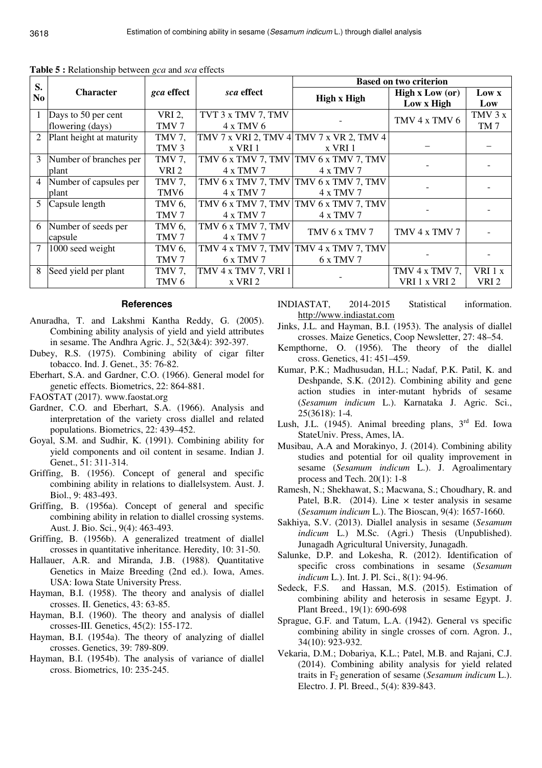**Table 5 :** Relationship between *gca* and *sca* effects

| S. No | Character | *gca* effect | *sca* effect | Based on two criterion | | |
|---|---|---|---|---|---|---|
| | | | | High x High | High x Low (or) Low x High | Low x Low |
| 1 | Days to 50 per cent flowering (days) | VRI 2, TMV 7 | TVT 3 x TMV 7, TMV 4 x TMV 6 | - | TMV 4 x TMV 6 | TMV 3 x TM 7 |
| 2 | Plant height at maturity | TMV 7, TMV 3 | TMV 7 x VRI 2, TMV 4 x VRI 1 | TMV 7 x VR 2, TMV 4 x VRI 1 | – | – |
| 3 | Number of branches per plant | TMV 7, VRI 2 | TMV 6 x TMV 7, TMV 4 x TMV 7 | TMV 6 x TMV 7, TMV 4 x TMV 7 | - | - |
| 4 | Number of capsules per plant | TMV 7, TMV6 | TMV 6 x TMV 7, TMV 4 x TMV 7 | TMV 6 x TMV 7, TMV 4 x TMV 7 | - | - |
| 5 | Capsule length | TMV 6, TMV 7 | TMV 6 x TMV 7, TMV 4 x TMV 7 | TMV 6 x TMV 7, TMV 4 x TMV 7 | - | - |
| 6 | Number of seeds per capsule | TMV 6, TMV 7 | TMV 6 x TMV 7, TMV 4 x TMV 7 | TMV 6 x TMV 7 | TMV 4 x TMV 7 | - |
| 7 | 1000 seed weight | TMV 6, TMV 7 | TMV 4 x TMV 7, TMV 6 x TMV 7 | TMV 4 x TMV 7, TMV 6 x TMV 7 | - | - |
| 8 | Seed yield per plant | TMV 7, TMV 6 | TMV 4 x TMV 7, VRI 1 x VRI 2 | - | TMV 4 x TMV 7, VRI 1 x VRI 2 | VRI 1 x VRI 2 |

## References

Anuradha, T. and Lakshmi Kantha Reddy, G. (2005). Combining ability analysis of yield and yield attributes in sesame. The Andhra Agric. J*.,* 52(3&4): 392-397.

Dubey, R.S. (1975). Combining ability of cigar filter tobacco. Ind. J. Genet., 35: 76-82.

Eberhart, S.A. and Gardner, C.O. (1966). General model for genetic effects. Biometrics, 22: 864-881.

FAOSTAT (2017). www.faostat.org

Gardner, C.O. and Eberhart, S.A. (1966). Analysis and interpretation of the variety cross diallel and related populations. Biometrics, 22: 439–452.

Goyal, S.M. and Sudhir, K. (1991). Combining ability for yield components and oil content in sesame. Indian J. Genet., 51: 311-314.

Griffing, B. (1956). Concept of general and specific combining ability in relations to diallelsystem. Aust. J. Biol., 9: 483-493.

Griffing, B. (1956a). Concept of general and specific combining ability in relation to diallel crossing systems. Aust. J. Bio. Sci., 9(4): 463-493.

Griffing, B. (1956b). A generalized treatment of diallel crosses in quantitative inheritance. Heredity, 10: 31-50.

Hallauer, A.R. and Miranda, J.B. (1988). Quantitative Genetics in Maize Breeding (2nd ed.). Iowa, Ames. USA: Iowa State University Press.

Hayman, B.I. (1958). The theory and analysis of diallel crosses. II. Genetics, 43: 63-85.

Hayman, B.I. (1960). The theory and analysis of diallel crosses-III. Genetics, 45(2): 155-172.

Hayman, B.I. (1954a). The theory of analyzing of diallel crosses. Genetics, 39: 789-809.

Hayman, B.I. (1954b). The analysis of variance of diallel cross. Biometrics, 10: 235-245.

INDIASTAT, 2014-2015 Statistical information. http://www.indiastat.com

Jinks, J.L. and Hayman, B.I. (1953). The analysis of diallel crosses. Maize Genetics, Coop Newsletter, 27: 48–54.

Kempthorne, O. (1956). The theory of the diallel cross. Genetics, 41: 451–459.

Kumar, P.K.; Madhusudan, H.L.; Nadaf, P.K. Patil, K. and Deshpande, S.K. (2012). Combining ability and gene action studies in inter-mutant hybrids of sesame (*Sesamum indicum* L.). Karnataka J. Agric. Sci., 25(3618): 1-4.

Lush, J.L. (1945). Animal breeding plans, 3rd Ed. Iowa StateUniv. Press, Ames, lA.

Musibau, A.A and Morakinyo, J. (2014). Combining ability studies and potential for oil quality improvement in sesame (*Sesamum indicum* L.). J. Agroalimentary process and Tech. 20(1): 1-8

Ramesh, N.; Shekhawat, S.; Macwana, S.; Choudhary, R. and Patel, B.R. (2014). Line × tester analysis in sesame (*Sesamum indicum* L.). The Bioscan, 9(4): 1657-1660.

Sakhiya, S.V. (2013). Diallel analysis in sesame (*Sesamum indicum* L.) M.Sc. (Agri.) Thesis (Unpublished). Junagadh Agricultural University, Junagadh.

Salunke, D.P. and Lokesha, R. (2012). Identification of specific cross combinations in sesame (*Sesamum indicum* L.). Int. J. Pl. Sci., 8(1): 94-96.

Sedeck, F.S. and Hassan, M.S. (2015). Estimation of combining ability and heterosis in sesame Egypt. J. Plant Breed., 19(1): 690-698

Sprague, G.F. and Tatum, L.A. (1942). General vs specific combining ability in single crosses of corn. Agron. J., 34(10): 923-932.

Vekaria, D.M.; Dobariya, K.L.; Patel, M.B. and Rajani, C.J. (2014). Combining ability analysis for yield related traits in $F_2$ generation of sesame (*Sesamum indicum* L.). Electro. J. Pl. Breed., 5(4): 839-843.